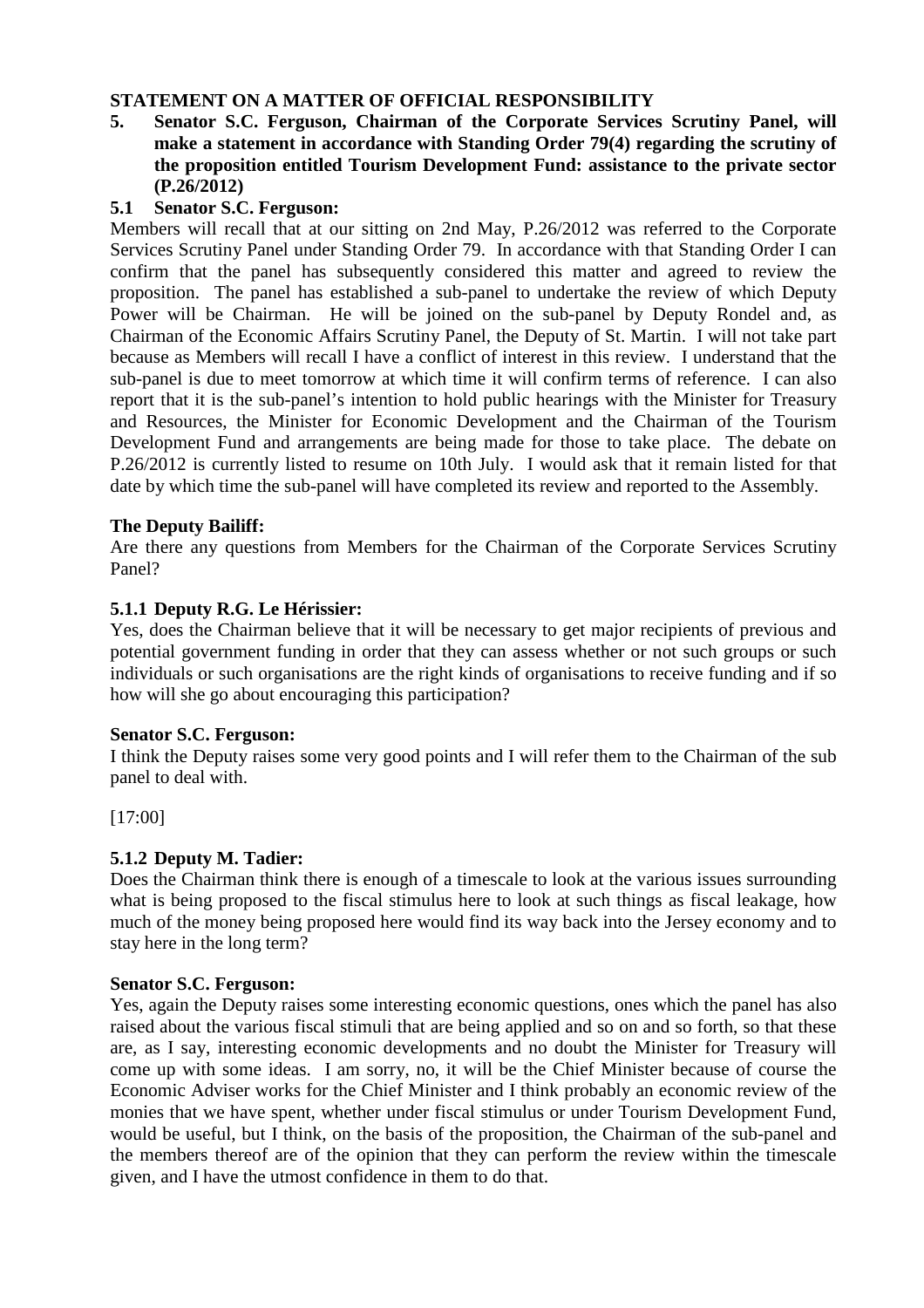**STATEMENT ON A MATTER OF OFFICIAL RESPONSIBILITY**

**5. Senator S.C. Ferguson, Chairman of the Corporate Services Scrutiny Panel, will make a statement in accordance with Standing Order 79(4) regarding the scrutiny of the proposition entitled Tourism Development Fund: assistance to the private sector (P.26/2012)**

**5.1 Senator S.C. Ferguson:**

Members will recall that at our sitting on 2nd May, P.26/2012 was referred to the Corporate Services Scrutiny Panel under Standing Order 79. In accordance with that Standing Order I can confirm that the panel has subsequently considered this matter and agreed to review the proposition. The panel has established a sub-panel to undertake the review of which Deputy Power will be Chairman. He will be joined on the sub-panel by Deputy Rondel and, as Chairman of the Economic Affairs Scrutiny Panel, the Deputy of St. Martin. I will not take part because as Members will recall I have a conflict of interest in this review. I understand that the sub-panel is due to meet tomorrow at which time it will confirm terms of reference. I can also report that it is the sub-panel's intention to hold public hearings with the Minister for Treasury and Resources, the Minister for Economic Development and the Chairman of the Tourism Development Fund and arrangements are being made for those to take place. The debate on P.26/2012 is currently listed to resume on 10th July. I would ask that it remain listed for that date by which time the sub-panel will have completed its review and reported to the Assembly.

**The Deputy Bailiff:**

Are there any questions from Members for the Chairman of the Corporate Services Scrutiny Panel?

**5.1.1 Deputy R.G. Le Hérissier:**

Yes, does the Chairman believe that it will be necessary to get major recipients of previous and potential government funding in order that they can assess whether or not such groups or such individuals or such organisations are the right kinds of organisations to receive funding and if so how will she go about encouraging this participation?

**Senator S.C. Ferguson:**

I think the Deputy raises some very good points and I will refer them to the Chairman of the sub panel to deal with.

[17:00]

**5.1.2 Deputy M. Tadier:**

Does the Chairman think there is enough of a timescale to look at the various issues surrounding what is being proposed to the fiscal stimulus here to look at such things as fiscal leakage, how much of the money being proposed here would find its way back into the Jersey economy and to stay here in the long term?

**Senator S.C. Ferguson:**

Yes, again the Deputy raises some interesting economic questions, ones which the panel has also raised about the various fiscal stimuli that are being applied and so on and so forth, so that these are, as I say, interesting economic developments and no doubt the Minister for Treasury will come up with some ideas. I am sorry, no, it will be the Chief Minister because of course the Economic Adviser works for the Chief Minister and I think probably an economic review of the monies that we have spent, whether under fiscal stimulus or under Tourism Development Fund, would be useful, but I think, on the basis of the proposition, the Chairman of the sub-panel and the members thereof are of the opinion that they can perform the review within the timescale given, and I have the utmost confidence in them to do that.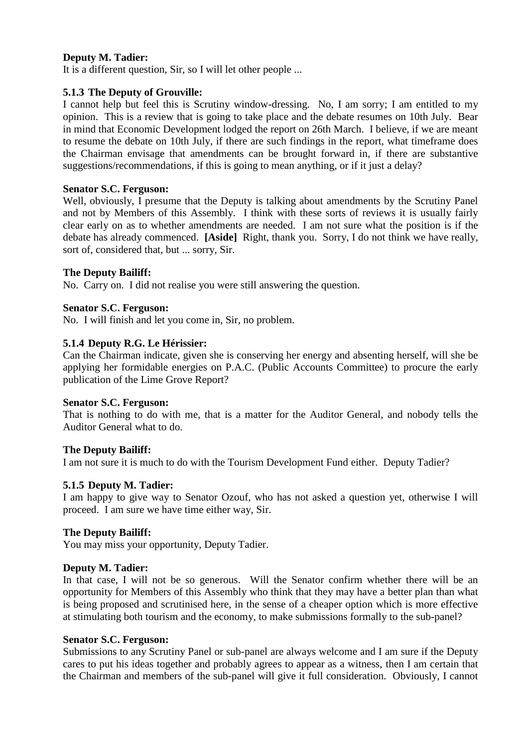**Deputy M. Tadier:**

It is a different question, Sir, so I will let other people ...

**5.1.3 The Deputy of Grouville:**

I cannot help but feel this is Scrutiny window-dressing. No, I am sorry; I am entitled to my opinion. This is a review that is going to take place and the debate resumes on 10th July. Bear in mind that Economic Development lodged the report on 26th March. I believe, if we are meant to resume the debate on 10th July, if there are such findings in the report, what timeframe does the Chairman envisage that amendments can be brought forward in, if there are substantive suggestions/recommendations, if this is going to mean anything, or if it just a delay?

**Senator S.C. Ferguson:**

Well, obviously, I presume that the Deputy is talking about amendments by the Scrutiny Panel and not by Members of this Assembly. I think with these sorts of reviews it is usually fairly clear early on as to whether amendments are needed. I am not sure what the position is if the debate has already commenced. **[Aside]** Right, thank you. Sorry, I do not think we have really, sort of, considered that, but ... sorry, Sir.

**The Deputy Bailiff:**

No. Carry on. I did not realise you were still answering the question.

**Senator S.C. Ferguson:**

No. I will finish and let you come in, Sir, no problem.

**5.1.4 Deputy R.G. Le Hérissier:**

Can the Chairman indicate, given she is conserving her energy and absenting herself, will she be applying her formidable energies on P.A.C. (Public Accounts Committee) to procure the early publication of the Lime Grove Report?

**Senator S.C. Ferguson:**

That is nothing to do with me, that is a matter for the Auditor General, and nobody tells the Auditor General what to do.

**The Deputy Bailiff:**

I am not sure it is much to do with the Tourism Development Fund either. Deputy Tadier?

**5.1.5 Deputy M. Tadier:**

I am happy to give way to Senator Ozouf, who has not asked a question yet, otherwise I will proceed. I am sure we have time either way, Sir.

**The Deputy Bailiff:**

You may miss your opportunity, Deputy Tadier.

**Deputy M. Tadier:**

In that case, I will not be so generous. Will the Senator confirm whether there will be an opportunity for Members of this Assembly who think that they may have a better plan than what is being proposed and scrutinised here, in the sense of a cheaper option which is more effective at stimulating both tourism and the economy, to make submissions formally to the sub-panel?

**Senator S.C. Ferguson:**

Submissions to any Scrutiny Panel or sub-panel are always welcome and I am sure if the Deputy cares to put his ideas together and probably agrees to appear as a witness, then I am certain that the Chairman and members of the sub-panel will give it full consideration. Obviously, I cannot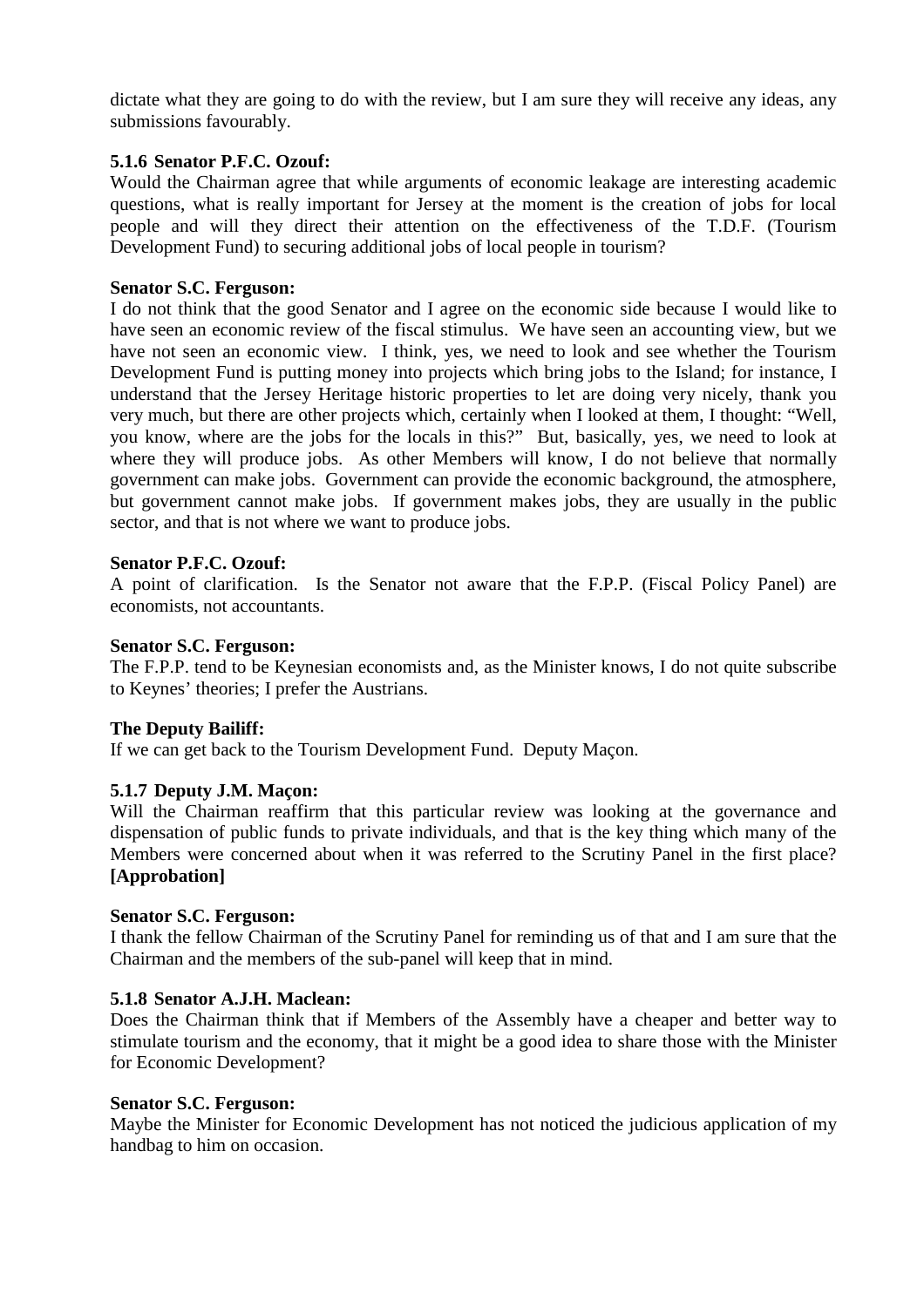dictate what they are going to do with the review, but I am sure they will receive any ideas, any submissions favourably.

**5.1.6 Senator P.F.C. Ozouf:**

Would the Chairman agree that while arguments of economic leakage are interesting academic questions, what is really important for Jersey at the moment is the creation of jobs for local people and will they direct their attention on the effectiveness of the T.D.F. (Tourism Development Fund) to securing additional jobs of local people in tourism?

**Senator S.C. Ferguson:**

I do not think that the good Senator and I agree on the economic side because I would like to have seen an economic review of the fiscal stimulus. We have seen an accounting view, but we have not seen an economic view. I think, yes, we need to look and see whether the Tourism Development Fund is putting money into projects which bring jobs to the Island; for instance, I understand that the Jersey Heritage historic properties to let are doing very nicely, thank you very much, but there are other projects which, certainly when I looked at them, I thought: "Well, you know, where are the jobs for the locals in this?" But, basically, yes, we need to look at where they will produce jobs. As other Members will know, I do not believe that normally government can make jobs. Government can provide the economic background, the atmosphere, but government cannot make jobs. If government makes jobs, they are usually in the public sector, and that is not where we want to produce jobs.

**Senator P.F.C. Ozouf:**

A point of clarification. Is the Senator not aware that the F.P.P. (Fiscal Policy Panel) are economists, not accountants.

**Senator S.C. Ferguson:**

The F.P.P. tend to be Keynesian economists and, as the Minister knows, I do not quite subscribe to Keynes' theories; I prefer the Austrians.

**The Deputy Bailiff:**

If we can get back to the Tourism Development Fund. Deputy Maçon.

**5.1.7 Deputy J.M. Maçon:**

Will the Chairman reaffirm that this particular review was looking at the governance and dispensation of public funds to private individuals, and that is the key thing which many of the Members were concerned about when it was referred to the Scrutiny Panel in the first place? **[Approbation]**

**Senator S.C. Ferguson:**

I thank the fellow Chairman of the Scrutiny Panel for reminding us of that and I am sure that the Chairman and the members of the sub-panel will keep that in mind.

**5.1.8 Senator A.J.H. Maclean:**

Does the Chairman think that if Members of the Assembly have a cheaper and better way to stimulate tourism and the economy, that it might be a good idea to share those with the Minister for Economic Development?

**Senator S.C. Ferguson:**

Maybe the Minister for Economic Development has not noticed the judicious application of my handbag to him on occasion.